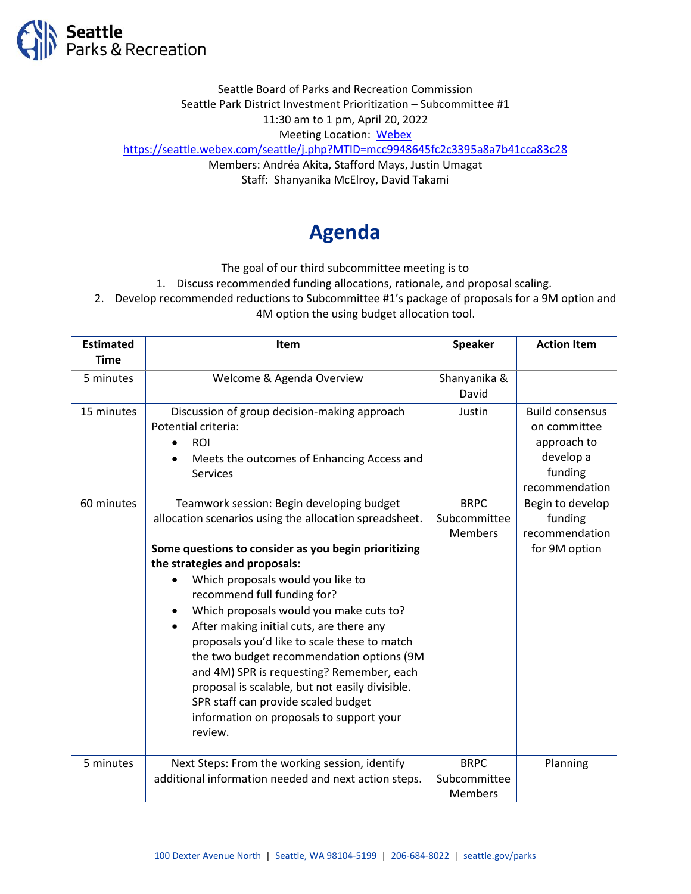Seattle Parks & Recreation

Seattle Board of Parks and Recreation Commission
Seattle Park District Investment Prioritization – Subcommittee #1
11:30 am to 1 pm, April 20, 2022
Meeting Location: [Webex](https://seattle.webex.com/seattle/j.php?MTID=mcc9948645fc2c3395a8a7b41cca83c28)
https://seattle.webex.com/seattle/j.php?MTID=mcc9948645fc2c3395a8a7b41cca83c28
Members: Andréa Akita, Stafford Mays, Justin Umagat
Staff: Shanyanika McElroy, David Takami

# Agenda

The goal of our third subcommittee meeting is to

1. Discuss recommended funding allocations, rationale, and proposal scaling.
2. Develop recommended reductions to Subcommittee #1's package of proposals for a 9M option and 4M option the using budget allocation tool.

| Estimated Time | Item | Speaker | Action Item |
|---|---|---|---|
| 5 minutes | Welcome & Agenda Overview | Shanyanika & David | |
| 15 minutes | Discussion of group decision-making approach<br>Potential criteria:<br>• ROI<br>• Meets the outcomes of Enhancing Access and Services | Justin | Build consensus on committee approach to develop a funding recommendation |
| 60 minutes | Teamwork session: Begin developing budget allocation scenarios using the allocation spreadsheet.<br><br>**Some questions to consider as you begin prioritizing the strategies and proposals:**<br>• Which proposals would you like to recommend full funding for?<br>• Which proposals would you make cuts to?<br>• After making initial cuts, are there any proposals you'd like to scale these to match the two budget recommendation options (9M and 4M) SPR is requesting? Remember, each proposal is scalable, but not easily divisible. SPR staff can provide scaled budget information on proposals to support your review. | BRPC Subcommittee Members | Begin to develop funding recommendation for 9M option |
| 5 minutes | Next Steps: From the working session, identify additional information needed and next action steps. | BRPC Subcommittee Members | Planning |

100 Dexter Avenue North | Seattle, WA 98104-5199 | 206-684-8022 | seattle.gov/parks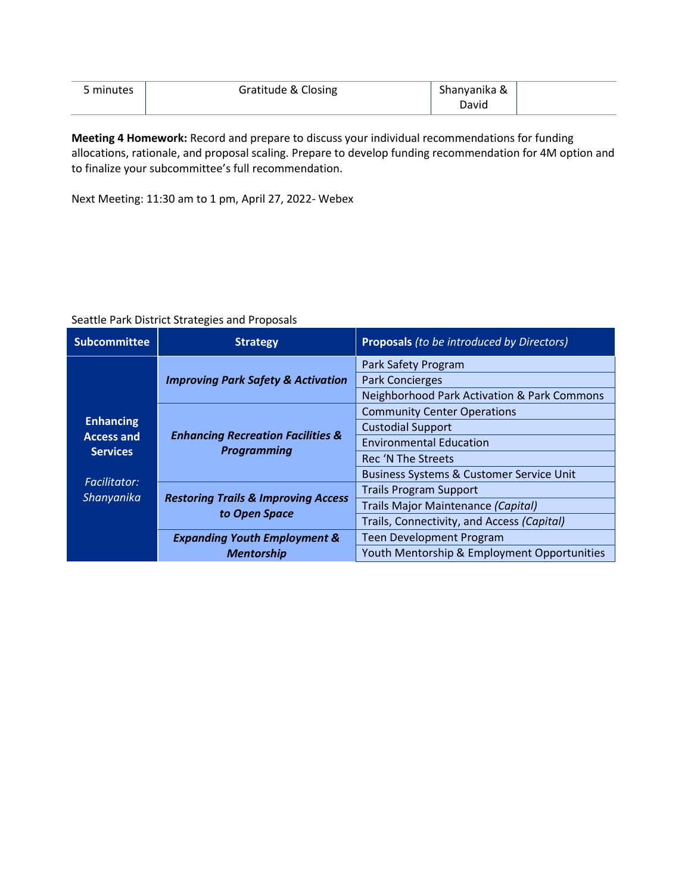| 5 minutes | Gratitude & Closing | Shanyanika & David | |
|---|---|---|---|

**Meeting 4 Homework:** Record and prepare to discuss your individual recommendations for funding allocations, rationale, and proposal scaling. Prepare to develop funding recommendation for 4M option and to finalize your subcommittee's full recommendation.

Next Meeting: 11:30 am to 1 pm, April 27, 2022- Webex

Seattle Park District Strategies and Proposals

| Subcommittee | Strategy | **Proposals** *(to be introduced by Directors)* |
|---|---|---|
| **Enhancing Access and Services** *Facilitator: Shanyanika* | ***Improving Park Safety & Activation*** | Park Safety Program |
| | | Park Concierges |
| | | Neighborhood Park Activation & Park Commons |
| | ***Enhancing Recreation Facilities & Programming*** | Community Center Operations |
| | | Custodial Support |
| | | Environmental Education |
| | | Rec 'N The Streets |
| | | Business Systems & Customer Service Unit |
| | ***Restoring Trails & Improving Access to Open Space*** | Trails Program Support |
| | | Trails Major Maintenance *(Capital)* |
| | | Trails, Connectivity, and Access *(Capital)* |
| | ***Expanding Youth Employment & Mentorship*** | Teen Development Program |
| | | Youth Mentorship & Employment Opportunities |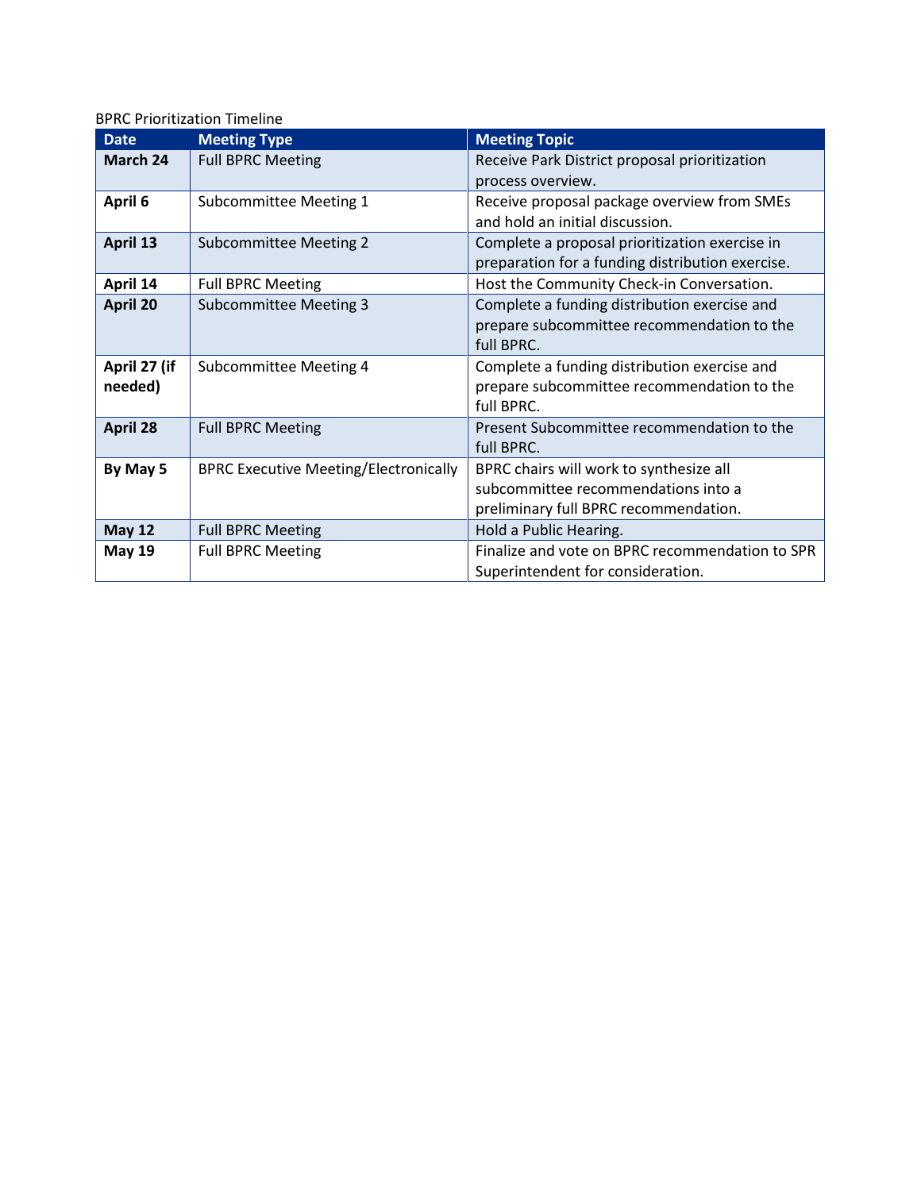BPRC Prioritization Timeline

| Date | Meeting Type | Meeting Topic |
| --- | --- | --- |
| **March 24** | Full BPRC Meeting | Receive Park District proposal prioritization process overview. |
| **April 6** | Subcommittee Meeting 1 | Receive proposal package overview from SMEs and hold an initial discussion. |
| **April 13** | Subcommittee Meeting 2 | Complete a proposal prioritization exercise in preparation for a funding distribution exercise. |
| **April 14** | Full BPRC Meeting | Host the Community Check-in Conversation. |
| **April 20** | Subcommittee Meeting 3 | Complete a funding distribution exercise and prepare subcommittee recommendation to the full BPRC. |
| **April 27 (if needed)** | Subcommittee Meeting 4 | Complete a funding distribution exercise and prepare subcommittee recommendation to the full BPRC. |
| **April 28** | Full BPRC Meeting | Present Subcommittee recommendation to the full BPRC. |
| **By May 5** | BPRC Executive Meeting/Electronically | BPRC chairs will work to synthesize all subcommittee recommendations into a preliminary full BPRC recommendation. |
| **May 12** | Full BPRC Meeting | Hold a Public Hearing. |
| **May 19** | Full BPRC Meeting | Finalize and vote on BPRC recommendation to SPR Superintendent for consideration. |